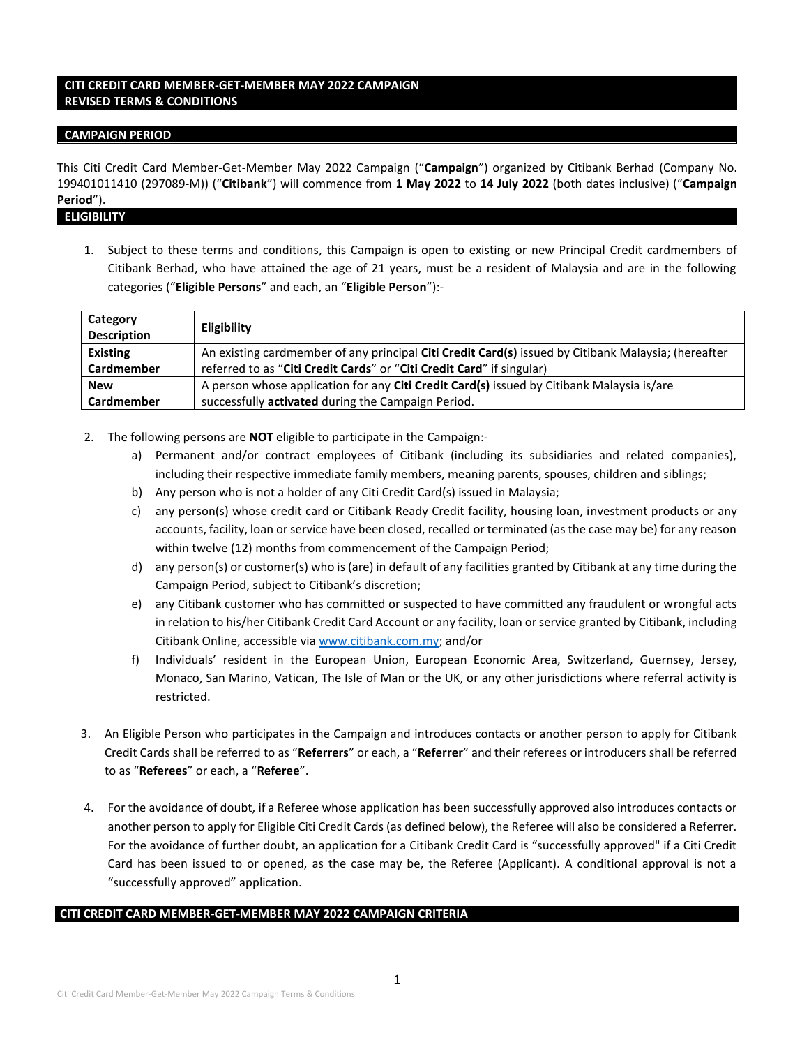## CITI CREDIT CARD MEMBER-GET-MEMBER MAY 2022 CAMPAIGN
## REVISED TERMS & CONDITIONS

### CAMPAIGN PERIOD

This Citi Credit Card Member-Get-Member May 2022 Campaign ("**Campaign**") organized by Citibank Berhad (Company No. 199401011410 (297089-M)) ("**Citibank**") will commence from **1 May 2022** to **14 July 2022** (both dates inclusive) ("**Campaign Period**").

### ELIGIBILITY

1. Subject to these terms and conditions, this Campaign is open to existing or new Principal Credit cardmembers of Citibank Berhad, who have attained the age of 21 years, must be a resident of Malaysia and are in the following categories ("**Eligible Persons**" and each, an "**Eligible Person**"):-

| Category Description | Eligibility |
|---|---|
| **Existing Cardmember** | An existing cardmember of any principal **Citi Credit Card(s)** issued by Citibank Malaysia; (hereafter referred to as "**Citi Credit Cards**" or "**Citi Credit Card**" if singular) |
| **New Cardmember** | A person whose application for any **Citi Credit Card(s)** issued by Citibank Malaysia is/are successfully **activated** during the Campaign Period. |

2. The following persons are **NOT** eligible to participate in the Campaign:-
   a) Permanent and/or contract employees of Citibank (including its subsidiaries and related companies), including their respective immediate family members, meaning parents, spouses, children and siblings;
   b) Any person who is not a holder of any Citi Credit Card(s) issued in Malaysia;
   c) any person(s) whose credit card or Citibank Ready Credit facility, housing loan, investment products or any accounts, facility, loan or service have been closed, recalled or terminated (as the case may be) for any reason within twelve (12) months from commencement of the Campaign Period;
   d) any person(s) or customer(s) who is (are) in default of any facilities granted by Citibank at any time during the Campaign Period, subject to Citibank's discretion;
   e) any Citibank customer who has committed or suspected to have committed any fraudulent or wrongful acts in relation to his/her Citibank Credit Card Account or any facility, loan or service granted by Citibank, including Citibank Online, accessible via www.citibank.com.my; and/or
   f) Individuals' resident in the European Union, European Economic Area, Switzerland, Guernsey, Jersey, Monaco, San Marino, Vatican, The Isle of Man or the UK, or any other jurisdictions where referral activity is restricted.

3. An Eligible Person who participates in the Campaign and introduces contacts or another person to apply for Citibank Credit Cards shall be referred to as "**Referrers**" or each, a "**Referrer**" and their referees or introducers shall be referred to as "**Referees**" or each, a "**Referee**".

4. For the avoidance of doubt, if a Referee whose application has been successfully approved also introduces contacts or another person to apply for Eligible Citi Credit Cards (as defined below), the Referee will also be considered a Referrer. For the avoidance of further doubt, an application for a Citibank Credit Card is "successfully approved" if a Citi Credit Card has been issued to or opened, as the case may be, the Referee (Applicant). A conditional approval is not a "successfully approved" application.

### CITI CREDIT CARD MEMBER-GET-MEMBER MAY 2022 CAMPAIGN CRITERIA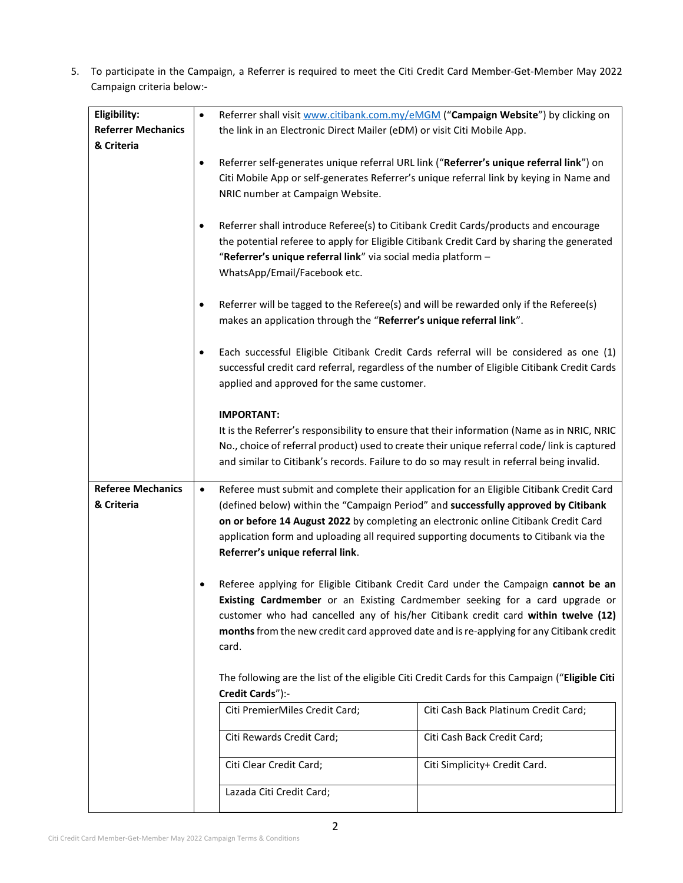5. To participate in the Campaign, a Referrer is required to meet the Citi Credit Card Member-Get-Member May 2022 Campaign criteria below:-

| Eligibility: | |
|---|---|
| **Referrer Mechanics & Criteria** | • Referrer shall visit www.citibank.com.my/eMGM ("**Campaign Website**") by clicking on the link in an Electronic Direct Mailer (eDM) or visit Citi Mobile App.<br><br>• Referrer self-generates unique referral URL link ("**Referrer's unique referral link**") on Citi Mobile App or self-generates Referrer's unique referral link by keying in Name and NRIC number at Campaign Website.<br><br>• Referrer shall introduce Referee(s) to Citibank Credit Cards/products and encourage the potential referee to apply for Eligible Citibank Credit Card by sharing the generated "**Referrer's unique referral link**" via social media platform – WhatsApp/Email/Facebook etc.<br><br>• Referrer will be tagged to the Referee(s) and will be rewarded only if the Referee(s) makes an application through the "**Referrer's unique referral link**".<br><br>• Each successful Eligible Citibank Credit Cards referral will be considered as one (1) successful credit card referral, regardless of the number of Eligible Citibank Credit Cards applied and approved for the same customer.<br><br>**IMPORTANT:**<br>It is the Referrer's responsibility to ensure that their information (Name as in NRIC, NRIC No., choice of referral product) used to create their unique referral code/ link is captured and similar to Citibank's records. Failure to do so may result in referral being invalid. |
| **Referee Mechanics & Criteria** | • Referee must submit and complete their application for an Eligible Citibank Credit Card (defined below) within the "Campaign Period" and **successfully approved by Citibank on or before 14 August 2022** by completing an electronic online Citibank Credit Card application form and uploading all required supporting documents to Citibank via the **Referrer's unique referral link**.<br><br>• Referee applying for Eligible Citibank Credit Card under the Campaign **cannot be an Existing Cardmember** or an Existing Cardmember seeking for a card upgrade or customer who had cancelled any of his/her Citibank credit card **within twelve (12) months** from the new credit card approved date and is re-applying for any Citibank credit card.<br><br>The following are the list of the eligible Citi Credit Cards for this Campaign ("**Eligible Citi Credit Cards**"):-<br>Citi PremierMiles Credit Card; / Citi Cash Back Platinum Credit Card;<br>Citi Rewards Credit Card; / Citi Cash Back Credit Card;<br>Citi Clear Credit Card; / Citi Simplicity+ Credit Card.<br>Lazada Citi Credit Card; |

| Eligible Citi Credit Cards | |
|---|---|
| Citi PremierMiles Credit Card; | Citi Cash Back Platinum Credit Card; |
| Citi Rewards Credit Card; | Citi Cash Back Credit Card; |
| Citi Clear Credit Card; | Citi Simplicity+ Credit Card. |
| Lazada Citi Credit Card; | |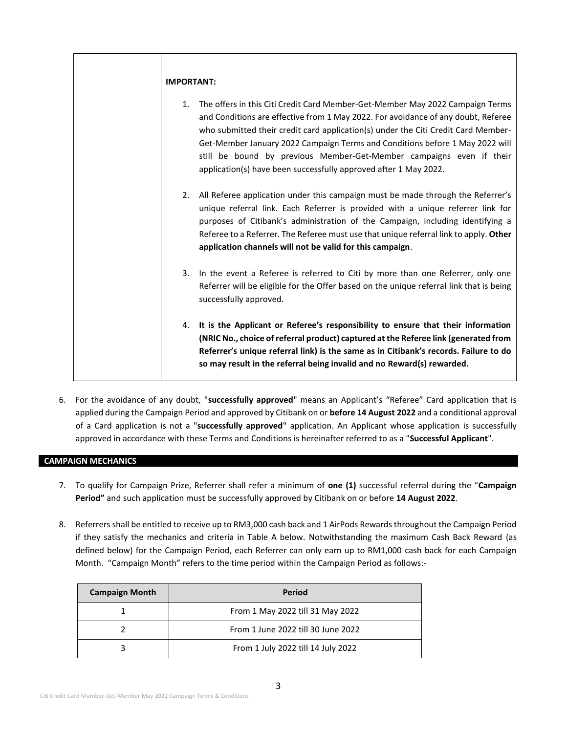| | **IMPORTANT:**<br><br>1. The offers in this Citi Credit Card Member-Get-Member May 2022 Campaign Terms and Conditions are effective from 1 May 2022. For avoidance of any doubt, Referee who submitted their credit card application(s) under the Citi Credit Card Member-Get-Member January 2022 Campaign Terms and Conditions before 1 May 2022 will still be bound by previous Member-Get-Member campaigns even if their application(s) have been successfully approved after 1 May 2022.<br><br>2. All Referee application under this campaign must be made through the Referrer's unique referral link. Each Referrer is provided with a unique referrer link for purposes of Citibank's administration of the Campaign, including identifying a Referee to a Referrer. The Referee must use that unique referral link to apply. **Other application channels will not be valid for this campaign**.<br><br>3. In the event a Referee is referred to Citi by more than one Referrer, only one Referrer will be eligible for the Offer based on the unique referral link that is being successfully approved.<br><br>4. **It is the Applicant or Referee's responsibility to ensure that their information (NRIC No., choice of referral product) captured at the Referee link (generated from Referrer's unique referral link) is the same as in Citibank's records. Failure to do so may result in the referral being invalid and no Reward(s) rewarded.** |
|---|---|

6. For the avoidance of any doubt, "**successfully approved**" means an Applicant's "Referee" Card application that is applied during the Campaign Period and approved by Citibank on or **before 14 August 2022** and a conditional approval of a Card application is not a "**successfully approved**" application. An Applicant whose application is successfully approved in accordance with these Terms and Conditions is hereinafter referred to as a "**Successful Applicant**".

## CAMPAIGN MECHANICS

7. To qualify for Campaign Prize, Referrer shall refer a minimum of **one (1)** successful referral during the "**Campaign Period"** and such application must be successfully approved by Citibank on or before **14 August 2022**.

8. Referrers shall be entitled to receive up to RM3,000 cash back and 1 AirPods Rewards throughout the Campaign Period if they satisfy the mechanics and criteria in Table A below. Notwithstanding the maximum Cash Back Reward (as defined below) for the Campaign Period, each Referrer can only earn up to RM1,000 cash back for each Campaign Month. "Campaign Month" refers to the time period within the Campaign Period as follows:-

| Campaign Month | Period |
|---|---|
| 1 | From 1 May 2022 till 31 May 2022 |
| 2 | From 1 June 2022 till 30 June 2022 |
| 3 | From 1 July 2022 till 14 July 2022 |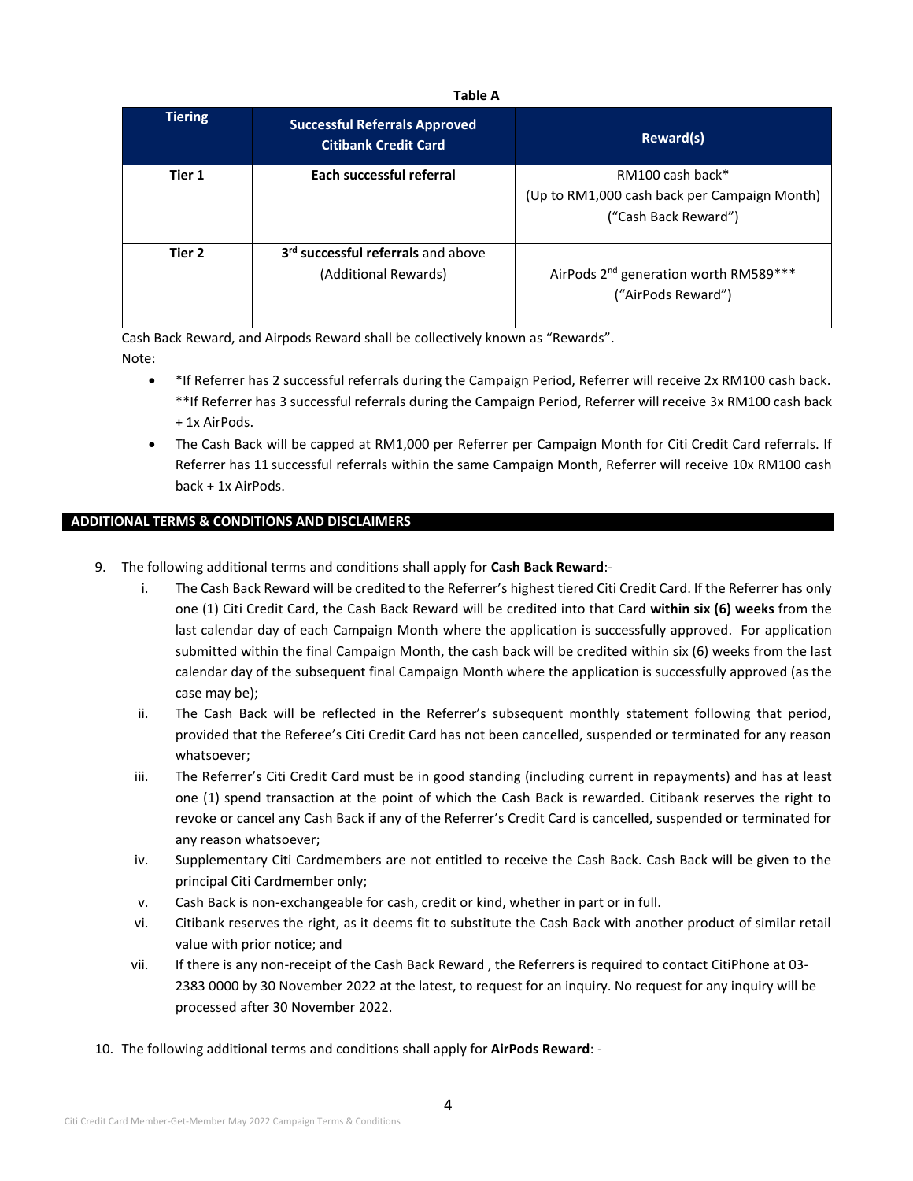**Table A**

| Tiering | Successful Referrals Approved Citibank Credit Card | Reward(s) |
|---|---|---|
| **Tier 1** | **Each successful referral** | RM100 cash back* (Up to RM1,000 cash back per Campaign Month) ("Cash Back Reward") |
| **Tier 2** | **3rd successful referrals** and above (Additional Rewards) | AirPods 2nd generation worth RM589*** ("AirPods Reward") |

Cash Back Reward, and Airpods Reward shall be collectively known as "Rewards".

Note:

- *If Referrer has 2 successful referrals during the Campaign Period, Referrer will receive 2x RM100 cash back. **If Referrer has 3 successful referrals during the Campaign Period, Referrer will receive 3x RM100 cash back + 1x AirPods.
- The Cash Back will be capped at RM1,000 per Referrer per Campaign Month for Citi Credit Card referrals. If Referrer has 11 successful referrals within the same Campaign Month, Referrer will receive 10x RM100 cash back + 1x AirPods.

## ADDITIONAL TERMS & CONDITIONS AND DISCLAIMERS

9. The following additional terms and conditions shall apply for **Cash Back Reward**:-
   i. The Cash Back Reward will be credited to the Referrer's highest tiered Citi Credit Card. If the Referrer has only one (1) Citi Credit Card, the Cash Back Reward will be credited into that Card **within six (6) weeks** from the last calendar day of each Campaign Month where the application is successfully approved. For application submitted within the final Campaign Month, the cash back will be credited within six (6) weeks from the last calendar day of the subsequent final Campaign Month where the application is successfully approved (as the case may be);
   ii. The Cash Back will be reflected in the Referrer's subsequent monthly statement following that period, provided that the Referee's Citi Credit Card has not been cancelled, suspended or terminated for any reason whatsoever;
   iii. The Referrer's Citi Credit Card must be in good standing (including current in repayments) and has at least one (1) spend transaction at the point of which the Cash Back is rewarded. Citibank reserves the right to revoke or cancel any Cash Back if any of the Referrer's Credit Card is cancelled, suspended or terminated for any reason whatsoever;
   iv. Supplementary Citi Cardmembers are not entitled to receive the Cash Back. Cash Back will be given to the principal Citi Cardmember only;
   v. Cash Back is non-exchangeable for cash, credit or kind, whether in part or in full.
   vi. Citibank reserves the right, as it deems fit to substitute the Cash Back with another product of similar retail value with prior notice; and
   vii. If there is any non-receipt of the Cash Back Reward , the Referrers is required to contact CitiPhone at 03-2383 0000 by 30 November 2022 at the latest, to request for an inquiry. No request for any inquiry will be processed after 30 November 2022.

10. The following additional terms and conditions shall apply for **AirPods Reward**: -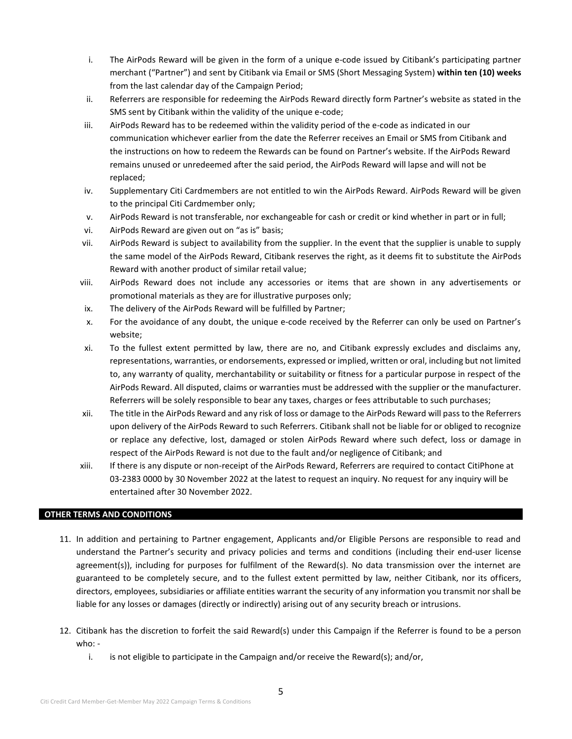- i. The AirPods Reward will be given in the form of a unique e-code issued by Citibank's participating partner merchant ("Partner") and sent by Citibank via Email or SMS (Short Messaging System) **within ten (10) weeks** from the last calendar day of the Campaign Period;
- ii. Referrers are responsible for redeeming the AirPods Reward directly form Partner's website as stated in the SMS sent by Citibank within the validity of the unique e-code;
- iii. AirPods Reward has to be redeemed within the validity period of the e-code as indicated in our communication whichever earlier from the date the Referrer receives an Email or SMS from Citibank and the instructions on how to redeem the Rewards can be found on Partner's website. If the AirPods Reward remains unused or unredeemed after the said period, the AirPods Reward will lapse and will not be replaced;
- iv. Supplementary Citi Cardmembers are not entitled to win the AirPods Reward. AirPods Reward will be given to the principal Citi Cardmember only;
- v. AirPods Reward is not transferable, nor exchangeable for cash or credit or kind whether in part or in full;
- vi. AirPods Reward are given out on "as is" basis;
- vii. AirPods Reward is subject to availability from the supplier. In the event that the supplier is unable to supply the same model of the AirPods Reward, Citibank reserves the right, as it deems fit to substitute the AirPods Reward with another product of similar retail value;
- viii. AirPods Reward does not include any accessories or items that are shown in any advertisements or promotional materials as they are for illustrative purposes only;
- ix. The delivery of the AirPods Reward will be fulfilled by Partner;
- x. For the avoidance of any doubt, the unique e-code received by the Referrer can only be used on Partner's website;
- xi. To the fullest extent permitted by law, there are no, and Citibank expressly excludes and disclaims any, representations, warranties, or endorsements, expressed or implied, written or oral, including but not limited to, any warranty of quality, merchantability or suitability or fitness for a particular purpose in respect of the AirPods Reward. All disputed, claims or warranties must be addressed with the supplier or the manufacturer. Referrers will be solely responsible to bear any taxes, charges or fees attributable to such purchases;
- xii. The title in the AirPods Reward and any risk of loss or damage to the AirPods Reward will pass to the Referrers upon delivery of the AirPods Reward to such Referrers. Citibank shall not be liable for or obliged to recognize or replace any defective, lost, damaged or stolen AirPods Reward where such defect, loss or damage in respect of the AirPods Reward is not due to the fault and/or negligence of Citibank; and
- xiii. If there is any dispute or non-receipt of the AirPods Reward, Referrers are required to contact CitiPhone at 03-2383 0000 by 30 November 2022 at the latest to request an inquiry. No request for any inquiry will be entertained after 30 November 2022.

## OTHER TERMS AND CONDITIONS

11. In addition and pertaining to Partner engagement, Applicants and/or Eligible Persons are responsible to read and understand the Partner's security and privacy policies and terms and conditions (including their end-user license agreement(s)), including for purposes for fulfilment of the Reward(s). No data transmission over the internet are guaranteed to be completely secure, and to the fullest extent permitted by law, neither Citibank, nor its officers, directors, employees, subsidiaries or affiliate entities warrant the security of any information you transmit nor shall be liable for any losses or damages (directly or indirectly) arising out of any security breach or intrusions.

12. Citibank has the discretion to forfeit the said Reward(s) under this Campaign if the Referrer is found to be a person who: -
    - i. is not eligible to participate in the Campaign and/or receive the Reward(s); and/or,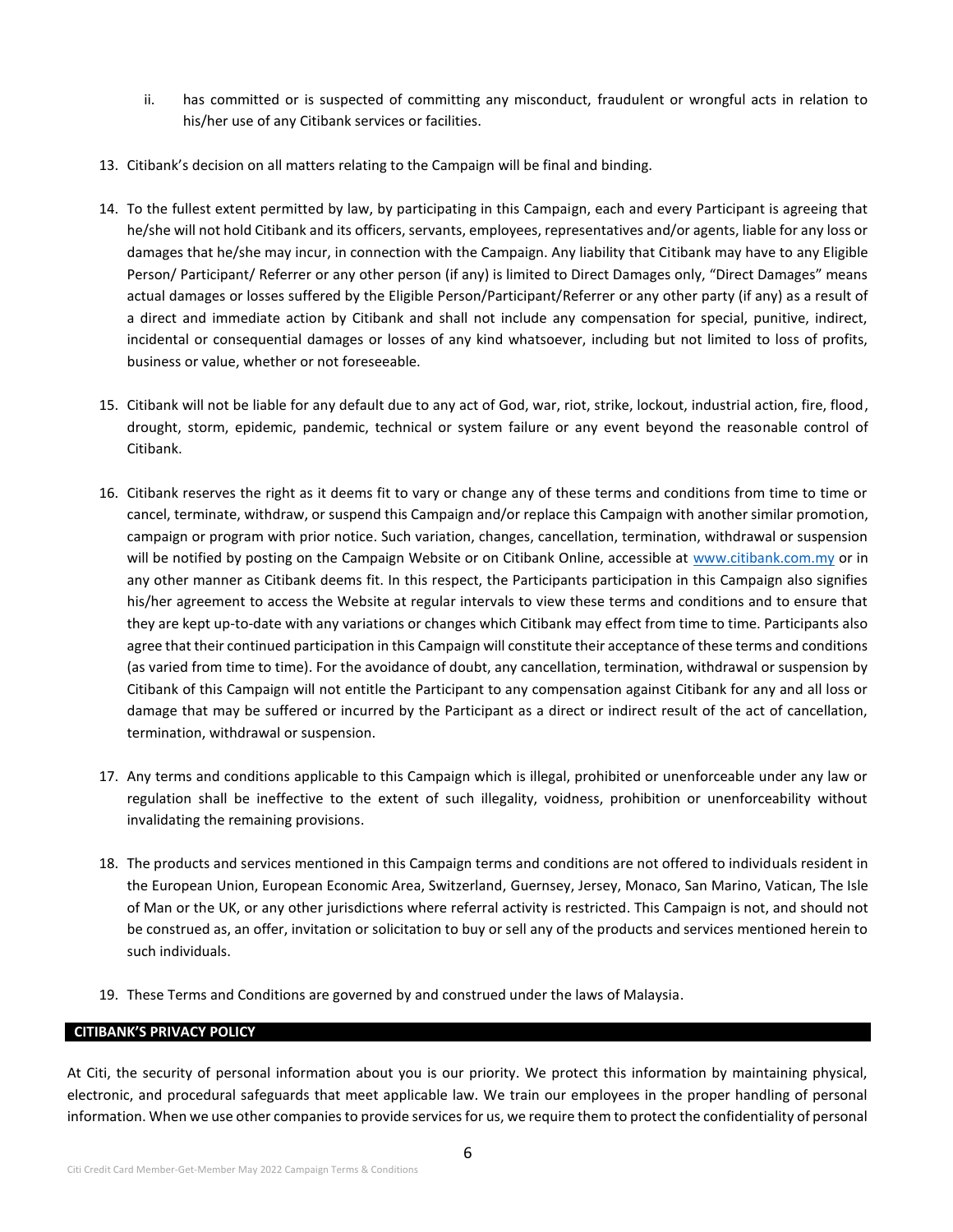ii. has committed or is suspected of committing any misconduct, fraudulent or wrongful acts in relation to his/her use of any Citibank services or facilities.

13. Citibank's decision on all matters relating to the Campaign will be final and binding.

14. To the fullest extent permitted by law, by participating in this Campaign, each and every Participant is agreeing that he/she will not hold Citibank and its officers, servants, employees, representatives and/or agents, liable for any loss or damages that he/she may incur, in connection with the Campaign. Any liability that Citibank may have to any Eligible Person/ Participant/ Referrer or any other person (if any) is limited to Direct Damages only, "Direct Damages" means actual damages or losses suffered by the Eligible Person/Participant/Referrer or any other party (if any) as a result of a direct and immediate action by Citibank and shall not include any compensation for special, punitive, indirect, incidental or consequential damages or losses of any kind whatsoever, including but not limited to loss of profits, business or value, whether or not foreseeable.

15. Citibank will not be liable for any default due to any act of God, war, riot, strike, lockout, industrial action, fire, flood, drought, storm, epidemic, pandemic, technical or system failure or any event beyond the reasonable control of Citibank.

16. Citibank reserves the right as it deems fit to vary or change any of these terms and conditions from time to time or cancel, terminate, withdraw, or suspend this Campaign and/or replace this Campaign with another similar promotion, campaign or program with prior notice. Such variation, changes, cancellation, termination, withdrawal or suspension will be notified by posting on the Campaign Website or on Citibank Online, accessible at [www.citibank.com.my](www.citibank.com.my) or in any other manner as Citibank deems fit. In this respect, the Participants participation in this Campaign also signifies his/her agreement to access the Website at regular intervals to view these terms and conditions and to ensure that they are kept up-to-date with any variations or changes which Citibank may effect from time to time. Participants also agree that their continued participation in this Campaign will constitute their acceptance of these terms and conditions (as varied from time to time). For the avoidance of doubt, any cancellation, termination, withdrawal or suspension by Citibank of this Campaign will not entitle the Participant to any compensation against Citibank for any and all loss or damage that may be suffered or incurred by the Participant as a direct or indirect result of the act of cancellation, termination, withdrawal or suspension.

17. Any terms and conditions applicable to this Campaign which is illegal, prohibited or unenforceable under any law or regulation shall be ineffective to the extent of such illegality, voidness, prohibition or unenforceability without invalidating the remaining provisions.

18. The products and services mentioned in this Campaign terms and conditions are not offered to individuals resident in the European Union, European Economic Area, Switzerland, Guernsey, Jersey, Monaco, San Marino, Vatican, The Isle of Man or the UK, or any other jurisdictions where referral activity is restricted. This Campaign is not, and should not be construed as, an offer, invitation or solicitation to buy or sell any of the products and services mentioned herein to such individuals.

19. These Terms and Conditions are governed by and construed under the laws of Malaysia.

## CITIBANK'S PRIVACY POLICY

At Citi, the security of personal information about you is our priority. We protect this information by maintaining physical, electronic, and procedural safeguards that meet applicable law. We train our employees in the proper handling of personal information. When we use other companies to provide services for us, we require them to protect the confidentiality of personal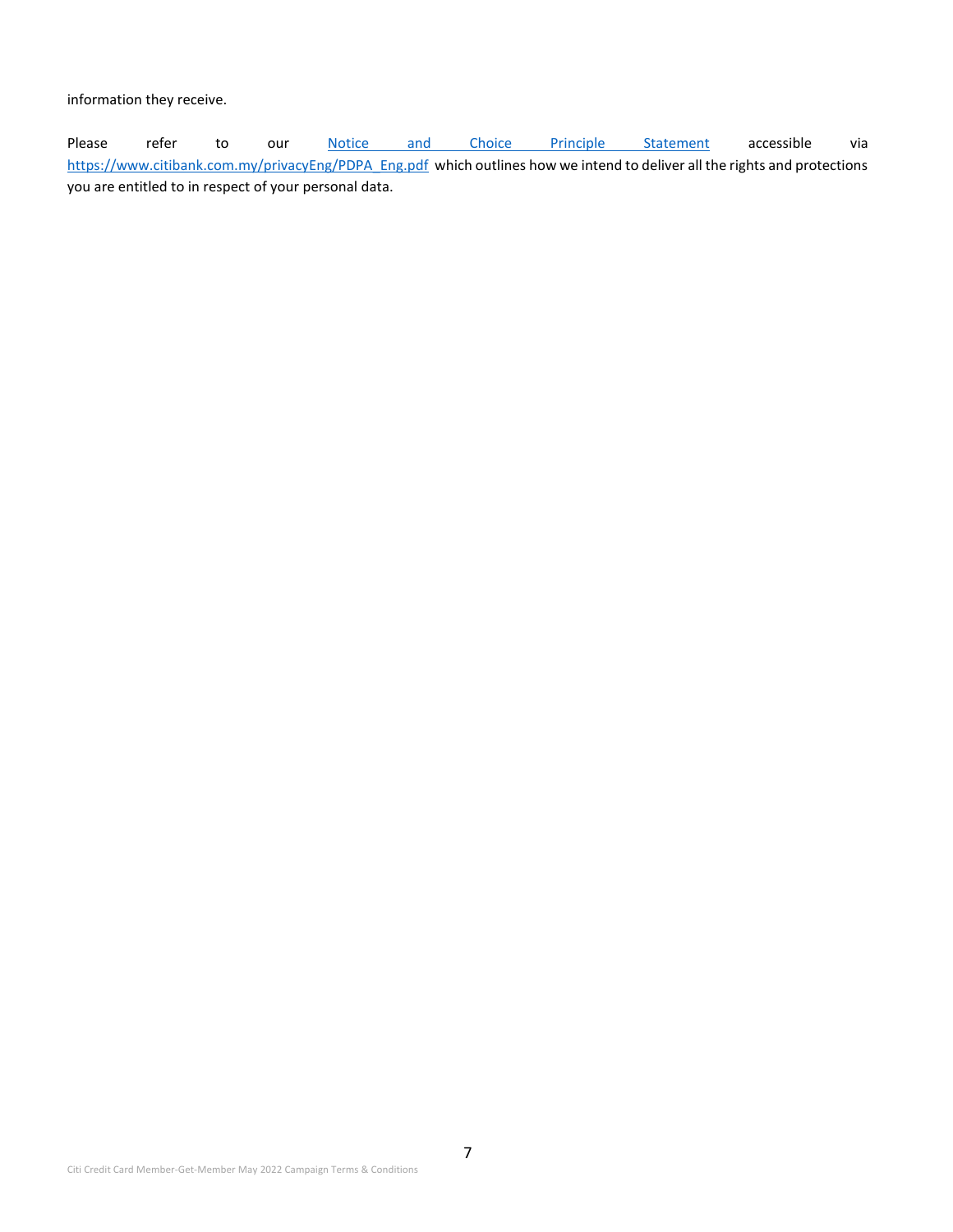information they receive.

Please refer to our [Notice and Choice Principle Statement](https://www.citibank.com.my/privacyEng/PDPA_Eng.pdf) accessible via https://www.citibank.com.my/privacyEng/PDPA_Eng.pdf which outlines how we intend to deliver all the rights and protections you are entitled to in respect of your personal data.